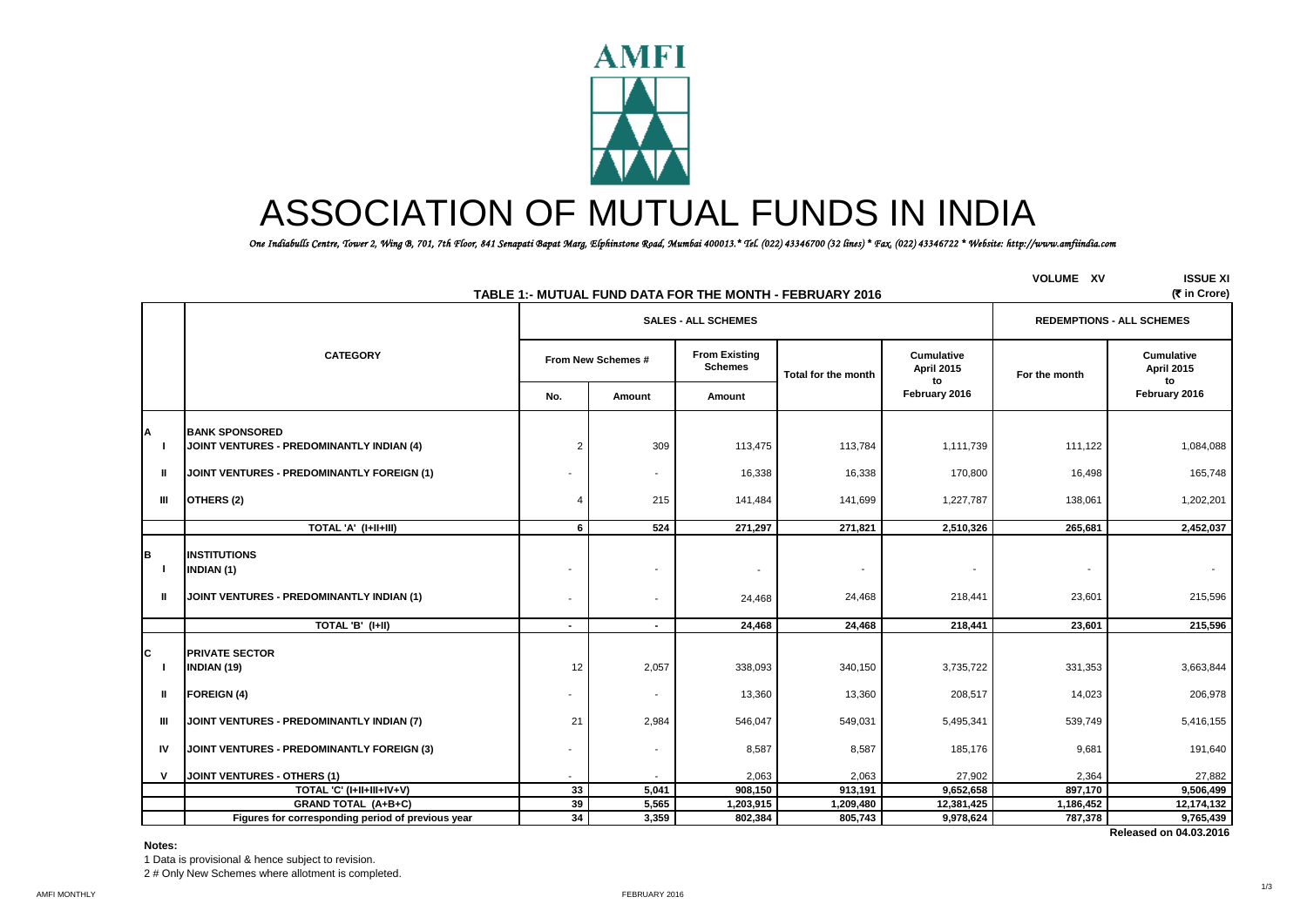# ASSOCIATION OF MUTUAL FUNDS IN INDIA

*One Indiabulls Centre, Tower 2, Wing B, 701, 7th Floor, 841 Senapati Bapat Marg, Elphinstone Road, Mumbai 400013.* Tel. (022) 43346700 (32 lines) * Fax. (022) 43346722 * Website: http://www.amfiindia.com*

VOLUME XV ISSUE XI

**TABLE 1:- MUTUAL FUND DATA FOR THE MONTH - FEBRUARY 2016**

(₹ in Crore)

| | CATEGORY | SALES - ALL SCHEMES | | | | | REDEMPTIONS - ALL SCHEMES | |
|---|---|---|---|---|---|---|---|---|
| | | From New Schemes # | | From Existing Schemes | Total for the month | Cumulative April 2015 to February 2016 | For the month | Cumulative April 2015 to February 2016 |
| | | No. | Amount | Amount | | | | |
| **A** | **BANK SPONSORED** | | | | | | | |
| I | JOINT VENTURES - PREDOMINANTLY INDIAN (4) | 2 | 309 | 113,475 | 113,784 | 1,111,739 | 111,122 | 1,084,088 |
| II | JOINT VENTURES - PREDOMINANTLY FOREIGN (1) | - | - | 16,338 | 16,338 | 170,800 | 16,498 | 165,748 |
| III | OTHERS (2) | 4 | 215 | 141,484 | 141,699 | 1,227,787 | 138,061 | 1,202,201 |
| | **TOTAL 'A' (I+II+III)** | **6** | **524** | **271,297** | **271,821** | **2,510,326** | **265,681** | **2,452,037** |
| **B** | **INSTITUTIONS** | | | | | | | |
| I | INDIAN (1) | - | - | - | - | - | - | - |
| II | JOINT VENTURES - PREDOMINANTLY INDIAN (1) | - | - | 24,468 | 24,468 | 218,441 | 23,601 | 215,596 |
| | **TOTAL 'B' (I+II)** | **-** | **-** | **24,468** | **24,468** | **218,441** | **23,601** | **215,596** |
| **C** | **PRIVATE SECTOR** | | | | | | | |
| I | INDIAN (19) | 12 | 2,057 | 338,093 | 340,150 | 3,735,722 | 331,353 | 3,663,844 |
| II | FOREIGN (4) | - | - | 13,360 | 13,360 | 208,517 | 14,023 | 206,978 |
| III | JOINT VENTURES - PREDOMINANTLY INDIAN (7) | 21 | 2,984 | 546,047 | 549,031 | 5,495,341 | 539,749 | 5,416,155 |
| IV | JOINT VENTURES - PREDOMINANTLY FOREIGN (3) | - | - | 8,587 | 8,587 | 185,176 | 9,681 | 191,640 |
| V | JOINT VENTURES - OTHERS (1) | - | - | 2,063 | 2,063 | 27,902 | 2,364 | 27,882 |
| | **TOTAL 'C' (I+II+III+IV+V)** | **33** | **5,041** | **908,150** | **913,191** | **9,652,658** | **897,170** | **9,506,499** |
| | **GRAND TOTAL (A+B+C)** | **39** | **5,565** | **1,203,915** | **1,209,480** | **12,381,425** | **1,186,452** | **12,174,132** |
| | **Figures for corresponding period of previous year** | **34** | **3,359** | **802,384** | **805,743** | **9,978,624** | **787,378** | **9,765,439** |

**Released on 04.03.2016**

**Notes:**

1 Data is provisional & hence subject to revision.

2 # Only New Schemes where allotment is completed.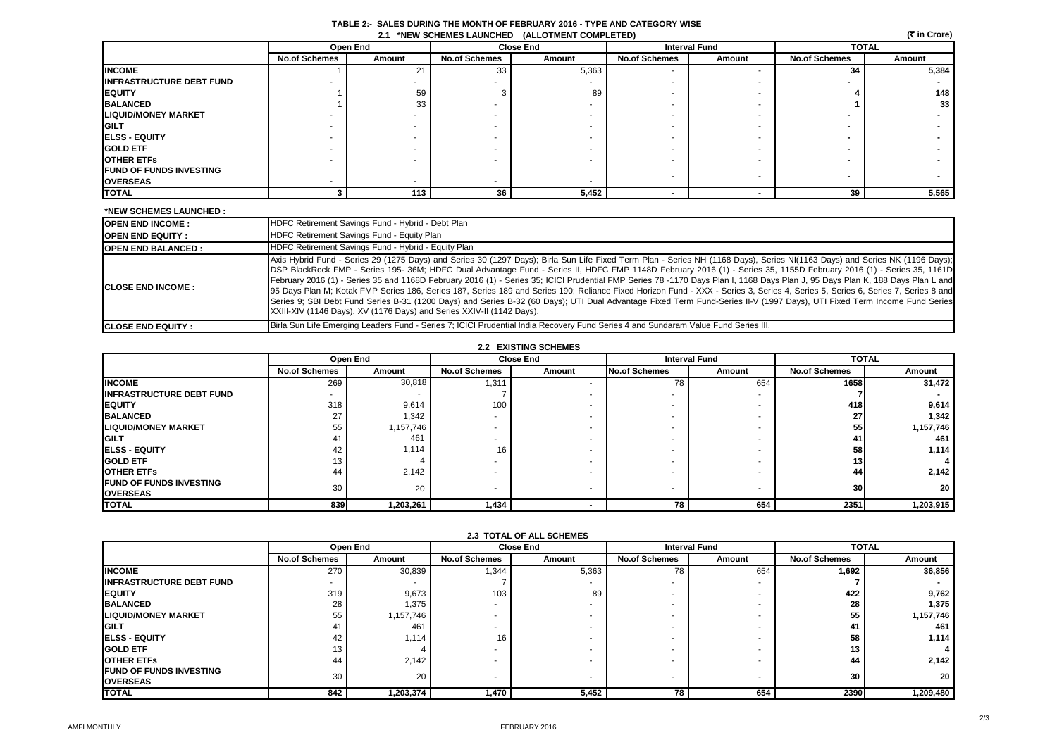# TABLE 2:- SALES DURING THE MONTH OF FEBRUARY 2016 - TYPE AND CATEGORY WISE

## 2.1 *NEW SCHEMES LAUNCHED (ALLOTMENT COMPLETED)

(₹ in Crore)

| | Open End | | Close End | | Interval Fund | | TOTAL | |
|---|---|---|---|---|---|---|---|---|
| | No.of Schemes | Amount | No.of Schemes | Amount | No.of Schemes | Amount | No.of Schemes | Amount |
| INCOME | 1 | 21 | 33 | 5,363 | - | - | 34 | 5,384 |
| INFRASTRUCTURE DEBT FUND | - | - | - | - | - | - | - | - |
| EQUITY | 1 | 59 | 3 | 89 | - | - | 4 | 148 |
| BALANCED | 1 | 33 | - | - | - | - | 1 | 33 |
| LIQUID/MONEY MARKET | - | - | - | - | - | - | - | - |
| GILT | - | - | - | - | - | - | - | - |
| ELSS - EQUITY | - | - | - | - | - | - | - | - |
| GOLD ETF | - | - | - | - | - | - | - | - |
| OTHER ETFs | - | - | - | - | - | - | - | - |
| FUND OF FUNDS INVESTING OVERSEAS | - | - | - | - | - | - | - | - |
| TOTAL | 3 | 113 | 36 | 5,452 | - | - | 39 | 5,565 |

**\*NEW SCHEMES LAUNCHED :**

| | |
|---|---|
| OPEN END INCOME : | HDFC Retirement Savings Fund - Hybrid - Debt Plan |
| OPEN END EQUITY : | HDFC Retirement Savings Fund - Equity Plan |
| OPEN END BALANCED : | HDFC Retirement Savings Fund - Hybrid - Equity Plan |
| CLOSE END INCOME : | Axis Hybrid Fund - Series 29 (1275 Days) and Series 30 (1297 Days); Birla Sun Life Fixed Term Plan - Series NH (1168 Days), Series NI(1163 Days) and Series NK (1196 Days); DSP BlackRock FMP - Series 195- 36M; HDFC Dual Advantage Fund - Series II, HDFC FMP 1148D February 2016 (1) - Series 35, 1155D February 2016 (1) - Series 35, 1161D February 2016 (1) - Series 35 and 1168D February 2016 (1) - Series 35; ICICI Prudential FMP Series 78 -1170 Days Plan I, 1168 Days Plan J, 95 Days Plan K, 188 Days Plan L and 95 Days Plan M; Kotak FMP Series 186, Series 187, Series 189 and Series 190; Reliance Fixed Horizon Fund - XXX - Series 3, Series 4, Series 5, Series 6, Series 7, Series 8 and Series 9; SBI Debt Fund Series B-31 (1200 Days) and Series B-32 (60 Days); UTI Dual Advantage Fixed Term Fund-Series II-V (1997 Days), UTI Fixed Term Income Fund Series XXIII-XIV (1146 Days), XV (1176 Days) and Series XXIV-II (1142 Days). |
| CLOSE END EQUITY : | Birla Sun Life Emerging Leaders Fund - Series 7; ICICI Prudential India Recovery Fund Series 4 and Sundaram Value Fund Series III. |

## 2.2 EXISTING SCHEMES

| | Open End | | Close End | | Interval Fund | | TOTAL | |
|---|---|---|---|---|---|---|---|---|
| | No.of Schemes | Amount | No.of Schemes | Amount | No.of Schemes | Amount | No.of Schemes | Amount |
| INCOME | 269 | 30,818 | 1,311 | - | 78 | 654 | 1658 | 31,472 |
| INFRASTRUCTURE DEBT FUND | - | - | 7 | - | - | - | 7 | - |
| EQUITY | 318 | 9,614 | 100 | - | - | - | 418 | 9,614 |
| BALANCED | 27 | 1,342 | - | - | - | - | 27 | 1,342 |
| LIQUID/MONEY MARKET | 55 | 1,157,746 | - | - | - | - | 55 | 1,157,746 |
| GILT | 41 | 461 | - | - | - | - | 41 | 461 |
| ELSS - EQUITY | 42 | 1,114 | 16 | - | - | - | 58 | 1,114 |
| GOLD ETF | 13 | 4 | - | - | - | - | 13 | 4 |
| OTHER ETFs | 44 | 2,142 | - | - | - | - | 44 | 2,142 |
| FUND OF FUNDS INVESTING OVERSEAS | 30 | 20 | - | - | - | - | 30 | 20 |
| TOTAL | 839 | 1,203,261 | 1,434 | - | 78 | 654 | 2351 | 1,203,915 |

## 2.3 TOTAL OF ALL SCHEMES

| | Open End | | Close End | | Interval Fund | | TOTAL | |
|---|---|---|---|---|---|---|---|---|
| | No.of Schemes | Amount | No.of Schemes | Amount | No.of Schemes | Amount | No.of Schemes | Amount |
| INCOME | 270 | 30,839 | 1,344 | 5,363 | 78 | 654 | 1,692 | 36,856 |
| INFRASTRUCTURE DEBT FUND | - | - | 7 | - | - | - | 7 | - |
| EQUITY | 319 | 9,673 | 103 | 89 | - | - | 422 | 9,762 |
| BALANCED | 28 | 1,375 | - | - | - | - | 28 | 1,375 |
| LIQUID/MONEY MARKET | 55 | 1,157,746 | - | - | - | - | 55 | 1,157,746 |
| GILT | 41 | 461 | - | - | - | - | 41 | 461 |
| ELSS - EQUITY | 42 | 1,114 | 16 | - | - | - | 58 | 1,114 |
| GOLD ETF | 13 | 4 | - | - | - | - | 13 | 4 |
| OTHER ETFs | 44 | 2,142 | - | - | - | - | 44 | 2,142 |
| FUND OF FUNDS INVESTING OVERSEAS | 30 | 20 | - | - | - | - | 30 | 20 |
| TOTAL | 842 | 1,203,374 | 1,470 | 5,452 | 78 | 654 | 2390 | 1,209,480 |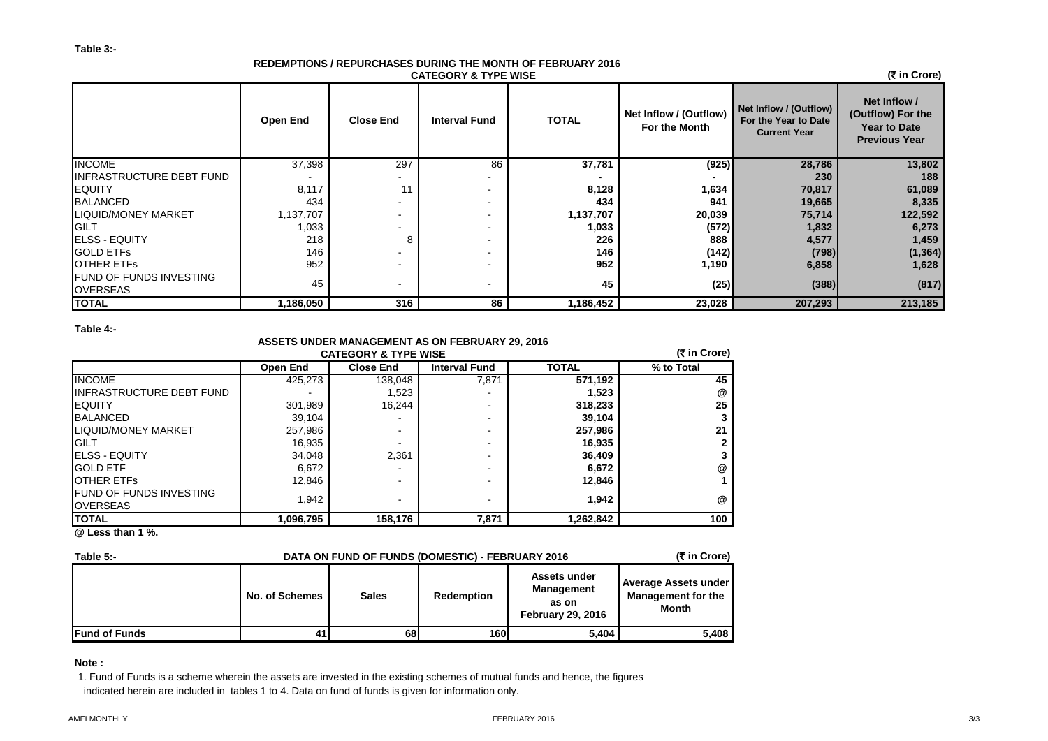**Table 3:-**

**REDEMPTIONS / REPURCHASES DURING THE MONTH OF FEBRUARY 2016**
**CATEGORY & TYPE WISE**

**(₹ in Crore)**

| | Open End | Close End | Interval Fund | TOTAL | Net Inflow / (Outflow) For the Month | Net Inflow / (Outflow) For the Year to Date Current Year | Net Inflow / (Outflow) For the Year to Date Previous Year |
|---|---|---|---|---|---|---|---|
| INCOME | 37,398 | 297 | 86 | **37,781** | **(925)** | **28,786** | **13,802** |
| INFRASTRUCTURE DEBT FUND | - | - | - | **-** | **-** | **230** | **188** |
| EQUITY | 8,117 | 11 | - | **8,128** | **1,634** | **70,817** | **61,089** |
| BALANCED | 434 | - | - | **434** | **941** | **19,665** | **8,335** |
| LIQUID/MONEY MARKET | 1,137,707 | - | - | **1,137,707** | **20,039** | **75,714** | **122,592** |
| GILT | 1,033 | - | - | **1,033** | **(572)** | **1,832** | **6,273** |
| ELSS - EQUITY | 218 | 8 | - | **226** | **888** | **4,577** | **1,459** |
| GOLD ETFs | 146 | - | - | **146** | **(142)** | **(798)** | **(1,364)** |
| OTHER ETFs | 952 | - | - | **952** | **1,190** | **6,858** | **1,628** |
| FUND OF FUNDS INVESTING OVERSEAS | 45 | - | - | **45** | **(25)** | **(388)** | **(817)** |
| **TOTAL** | **1,186,050** | **316** | **86** | **1,186,452** | **23,028** | **207,293** | **213,185** |

**Table 4:-**

**ASSETS UNDER MANAGEMENT AS ON FEBRUARY 29, 2016**
**CATEGORY & TYPE WISE**

**(₹ in Crore)**

| | Open End | Close End | Interval Fund | TOTAL | % to Total |
|---|---|---|---|---|---|
| INCOME | 425,273 | 138,048 | 7,871 | **571,192** | **45** |
| INFRASTRUCTURE DEBT FUND | - | 1,523 | - | **1,523** | **@** |
| EQUITY | 301,989 | 16,244 | - | **318,233** | **25** |
| BALANCED | 39,104 | - | - | **39,104** | **3** |
| LIQUID/MONEY MARKET | 257,986 | - | - | **257,986** | **21** |
| GILT | 16,935 | - | - | **16,935** | **2** |
| ELSS - EQUITY | 34,048 | 2,361 | - | **36,409** | **3** |
| GOLD ETF | 6,672 | - | - | **6,672** | **@** |
| OTHER ETFs | 12,846 | - | - | **12,846** | **1** |
| FUND OF FUNDS INVESTING OVERSEAS | 1,942 | - | - | **1,942** | **@** |
| **TOTAL** | **1,096,795** | **158,176** | **7,871** | **1,262,842** | **100** |

**@ Less than 1 %.**

**Table 5:-**

**DATA ON FUND OF FUNDS (DOMESTIC) - FEBRUARY 2016**

**(₹ in Crore)**

| | No. of Schemes | Sales | Redemption | Assets under Management as on February 29, 2016 | Average Assets under Management for the Month |
|---|---|---|---|---|---|
| **Fund of Funds** | 41 | 68 | 160 | 5,404 | 5,408 |

**Note :**

1. Fund of Funds is a scheme wherein the assets are invested in the existing schemes of mutual funds and hence, the figures indicated herein are included in tables 1 to 4. Data on fund of funds is given for information only.